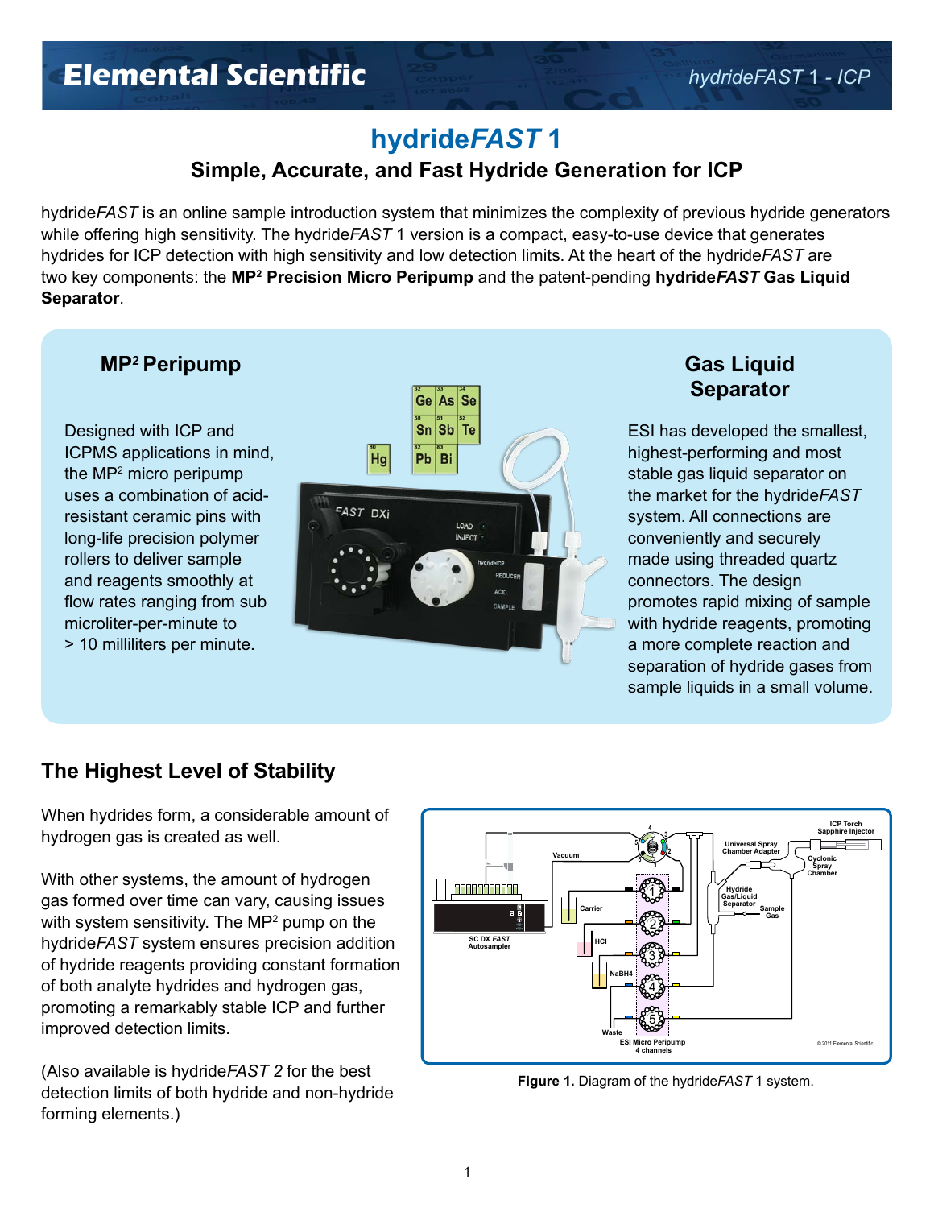# hydride*FAST* 1

## Simple, Accurate, and Fast Hydride Generation for ICP

hydride*FAST* is an online sample introduction system that minimizes the complexity of previous hydride generators while offering high sensitivity. The hydride*FAST* 1 version is a compact, easy-to-use device that generates hydrides for ICP detection with high sensitivity and low detection limits. At the heart of the hydride*FAST* are two key components: the **MP² Precision Micro Peripump** and the patent-pending **hydride*FAST* Gas Liquid Separator**.

### MP² Peripump

Designed with ICP and ICPMS applications in mind, the MP² micro peripump uses a combination of acid-resistant ceramic pins with long-life precision polymer rollers to deliver sample and reagents smoothly at flow rates ranging from sub microliter-per-minute to > 10 milliliters per minute.

### Gas Liquid Separator

ESI has developed the smallest, highest-performing and most stable gas liquid separator on the market for the hydride*FAST* system. All connections are conveniently and securely made using threaded quartz connectors. The design promotes rapid mixing of sample with hydride reagents, promoting a more complete reaction and separation of hydride gases from sample liquids in a small volume.

## The Highest Level of Stability

When hydrides form, a considerable amount of hydrogen gas is created as well.

With other systems, the amount of hydrogen gas formed over time can vary, causing issues with system sensitivity. The MP² pump on the hydride*FAST* system ensures precision addition of hydride reagents providing constant formation of both analyte hydrides and hydrogen gas, promoting a remarkably stable ICP and further improved detection limits.

(Also available is hydride*FAST 2* for the best detection limits of both hydride and non-hydride forming elements.)

**Figure 1.** Diagram of the hydride*FAST* 1 system.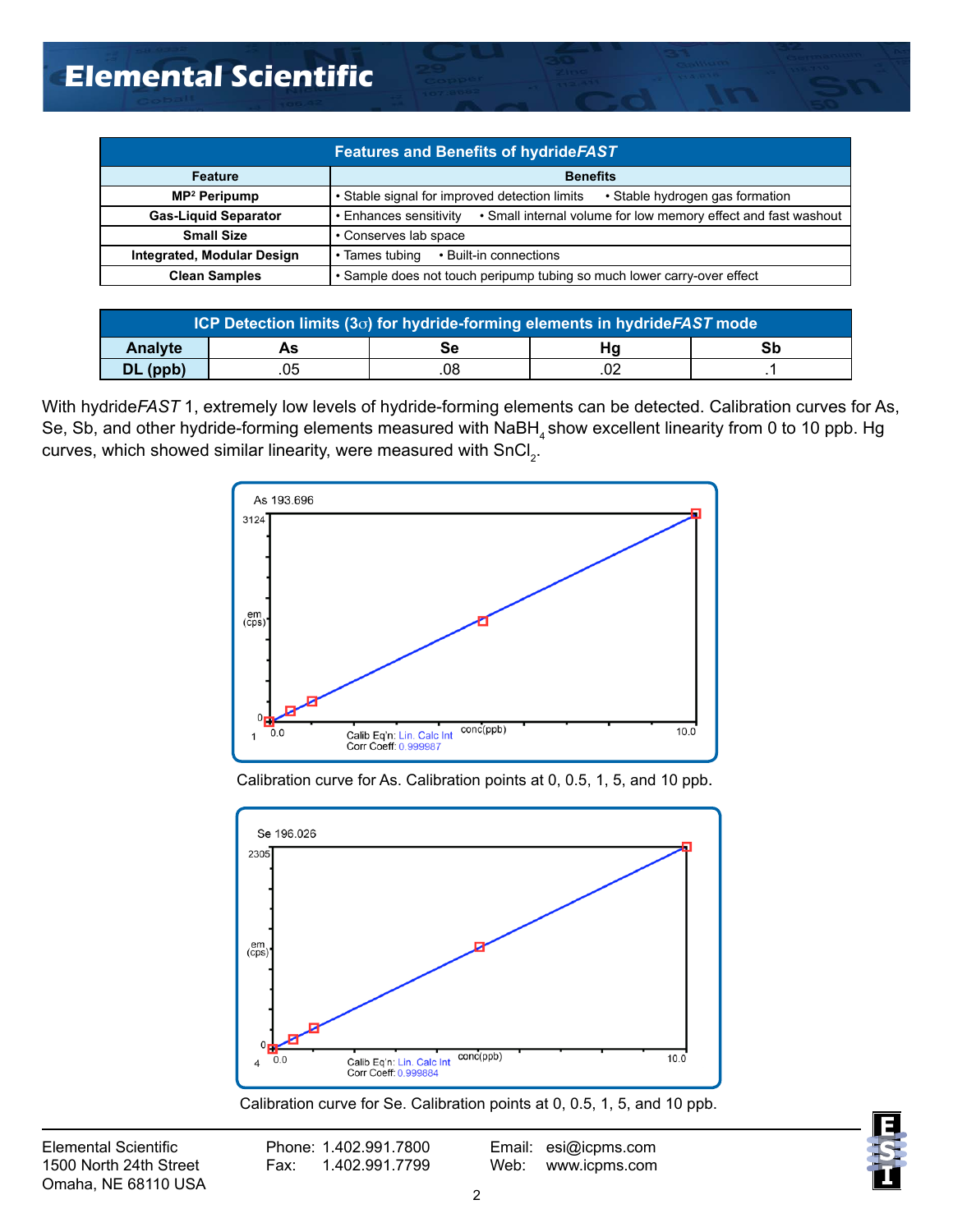# Elemental Scientific

| Features and Benefits of hydride*FAST* | |
|---|---|
| **Feature** | **Benefits** |
| **$MP^2$ Peripump** | • Stable signal for improved detection limits • Stable hydrogen gas formation |
| **Gas-Liquid Separator** | • Enhances sensitivity • Small internal volume for low memory effect and fast washout |
| **Small Size** | • Conserves lab space |
| **Integrated, Modular Design** | • Tames tubing • Built-in connections |
| **Clean Samples** | • Sample does not touch peripump tubing so much lower carry-over effect |

| ICP Detection limits (3σ) for hydride-forming elements in hydride*FAST* mode | | | | |
|---|---|---|---|---|
| **Analyte** | **As** | **Se** | **Hg** | **Sb** |
| **DL (ppb)** | .05 | .08 | .02 | .1 |

With hydride*FAST* 1, extremely low levels of hydride-forming elements can be detected. Calibration curves for As, Se, Sb, and other hydride-forming elements measured with $NaBH_4$ show excellent linearity from 0 to 10 ppb. Hg curves, which showed similar linearity, were measured with $SnCl_2$.

As 193.696
3124
em (cps)
0
1
0.0
conc(ppb)
10.0
Calib Eq'n: Lin. Calc Int
Corr Coeff: 0.999987

Calibration curve for As. Calibration points at 0, 0.5, 1, 5, and 10 ppb.

Se 196.026
2305
em (cps)
0
4
0.0
conc(ppb)
10.0
Calib Eq'n: Lin. Calc Int
Corr Coeff: 0.999884

Calibration curve for Se. Calibration points at 0, 0.5, 1, 5, and 10 ppb.

Elemental Scientific
1500 North 24th Street
Omaha, NE 68110 USA

Phone: 1.402.991.7800
Fax: 1.402.991.7799

Email: esi@icpms.com
Web: www.icpms.com